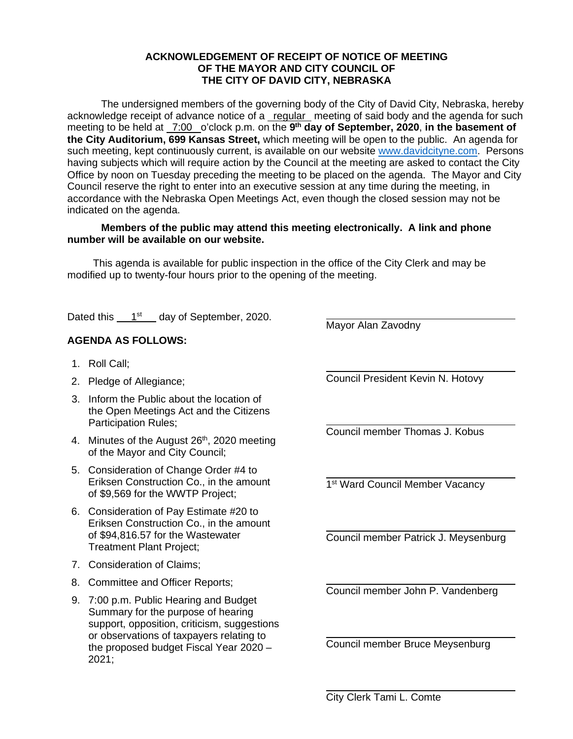**ACKNOWLEDGEMENT OF RECEIPT OF NOTICE OF MEETING OF THE MAYOR AND CITY COUNCIL OF THE CITY OF DAVID CITY, NEBRASKA**

The undersigned members of the governing body of the City of David City, Nebraska, hereby acknowledge receipt of advance notice of a regular meeting of said body and the agenda for such meeting to be held at 7:00 o'clock p.m. on the **9th day of September, 2020**, **in the basement of the City Auditorium, 699 Kansas Street,** which meeting will be open to the public. An agenda for such meeting, kept continuously current, is available on our website www.davidcityne.com. Persons having subjects which will require action by the Council at the meeting are asked to contact the City Office by noon on Tuesday preceding the meeting to be placed on the agenda. The Mayor and City Council reserve the right to enter into an executive session at any time during the meeting, in accordance with the Nebraska Open Meetings Act, even though the closed session may not be indicated on the agenda.

**Members of the public may attend this meeting electronically. A link and phone number will be available on our website.**

This agenda is available for public inspection in the office of the City Clerk and may be modified up to twenty-four hours prior to the opening of the meeting.

Dated this 1st day of September, 2020.

**AGENDA AS FOLLOWS:**

1. Roll Call;
2. Pledge of Allegiance;
3. Inform the Public about the location of the Open Meetings Act and the Citizens Participation Rules;
4. Minutes of the August 26th, 2020 meeting of the Mayor and City Council;
5. Consideration of Change Order #4 to Eriksen Construction Co., in the amount of $9,569 for the WWTP Project;
6. Consideration of Pay Estimate #20 to Eriksen Construction Co., in the amount of $94,816.57 for the Wastewater Treatment Plant Project;
7. Consideration of Claims;
8. Committee and Officer Reports;
9. 7:00 p.m. Public Hearing and Budget Summary for the purpose of hearing support, opposition, criticism, suggestions or observations of taxpayers relating to the proposed budget Fiscal Year 2020 – 2021;

\_\_\_\_\_\_\_\_\_\_\_\_\_\_\_\_\_\_\_\_\_\_\_\_\_\_\_\_
Mayor Alan Zavodny

\_\_\_\_\_\_\_\_\_\_\_\_\_\_\_\_\_\_\_\_\_\_\_\_\_\_\_\_
Council President Kevin N. Hotovy

\_\_\_\_\_\_\_\_\_\_\_\_\_\_\_\_\_\_\_\_\_\_\_\_\_\_\_\_
Council member Thomas J. Kobus

\_\_\_\_\_\_\_\_\_\_\_\_\_\_\_\_\_\_\_\_\_\_\_\_\_\_\_\_
1st Ward Council Member Vacancy

\_\_\_\_\_\_\_\_\_\_\_\_\_\_\_\_\_\_\_\_\_\_\_\_\_\_\_\_
Council member Patrick J. Meysenburg

\_\_\_\_\_\_\_\_\_\_\_\_\_\_\_\_\_\_\_\_\_\_\_\_\_\_\_\_
Council member John P. Vandenberg

\_\_\_\_\_\_\_\_\_\_\_\_\_\_\_\_\_\_\_\_\_\_\_\_\_\_\_\_
Council member Bruce Meysenburg

\_\_\_\_\_\_\_\_\_\_\_\_\_\_\_\_\_\_\_\_\_\_\_\_\_\_\_\_
City Clerk Tami L. Comte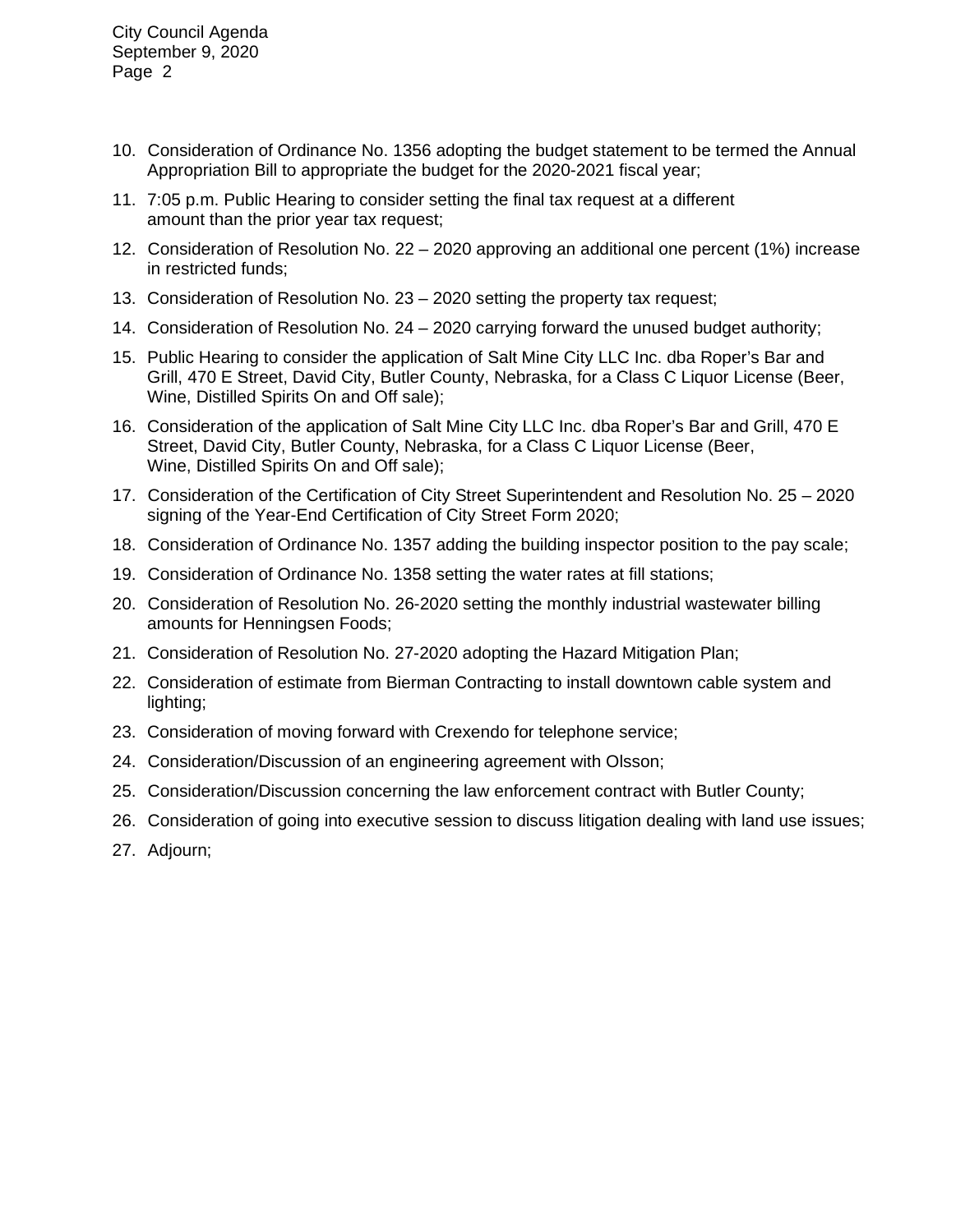10. Consideration of Ordinance No. 1356 adopting the budget statement to be termed the Annual Appropriation Bill to appropriate the budget for the 2020-2021 fiscal year;
11. 7:05 p.m. Public Hearing to consider setting the final tax request at a different amount than the prior year tax request;
12. Consideration of Resolution No. 22 – 2020 approving an additional one percent (1%) increase in restricted funds;
13. Consideration of Resolution No. 23 – 2020 setting the property tax request;
14. Consideration of Resolution No. 24 – 2020 carrying forward the unused budget authority;
15. Public Hearing to consider the application of Salt Mine City LLC Inc. dba Roper's Bar and Grill, 470 E Street, David City, Butler County, Nebraska, for a Class C Liquor License (Beer, Wine, Distilled Spirits On and Off sale);
16. Consideration of the application of Salt Mine City LLC Inc. dba Roper's Bar and Grill, 470 E Street, David City, Butler County, Nebraska, for a Class C Liquor License (Beer, Wine, Distilled Spirits On and Off sale);
17. Consideration of the Certification of City Street Superintendent and Resolution No. 25 – 2020 signing of the Year-End Certification of City Street Form 2020;
18. Consideration of Ordinance No. 1357 adding the building inspector position to the pay scale;
19. Consideration of Ordinance No. 1358 setting the water rates at fill stations;
20. Consideration of Resolution No. 26-2020 setting the monthly industrial wastewater billing amounts for Henningsen Foods;
21. Consideration of Resolution No. 27-2020 adopting the Hazard Mitigation Plan;
22. Consideration of estimate from Bierman Contracting to install downtown cable system and lighting;
23. Consideration of moving forward with Crexendo for telephone service;
24. Consideration/Discussion of an engineering agreement with Olsson;
25. Consideration/Discussion concerning the law enforcement contract with Butler County;
26. Consideration of going into executive session to discuss litigation dealing with land use issues;
27. Adjourn;